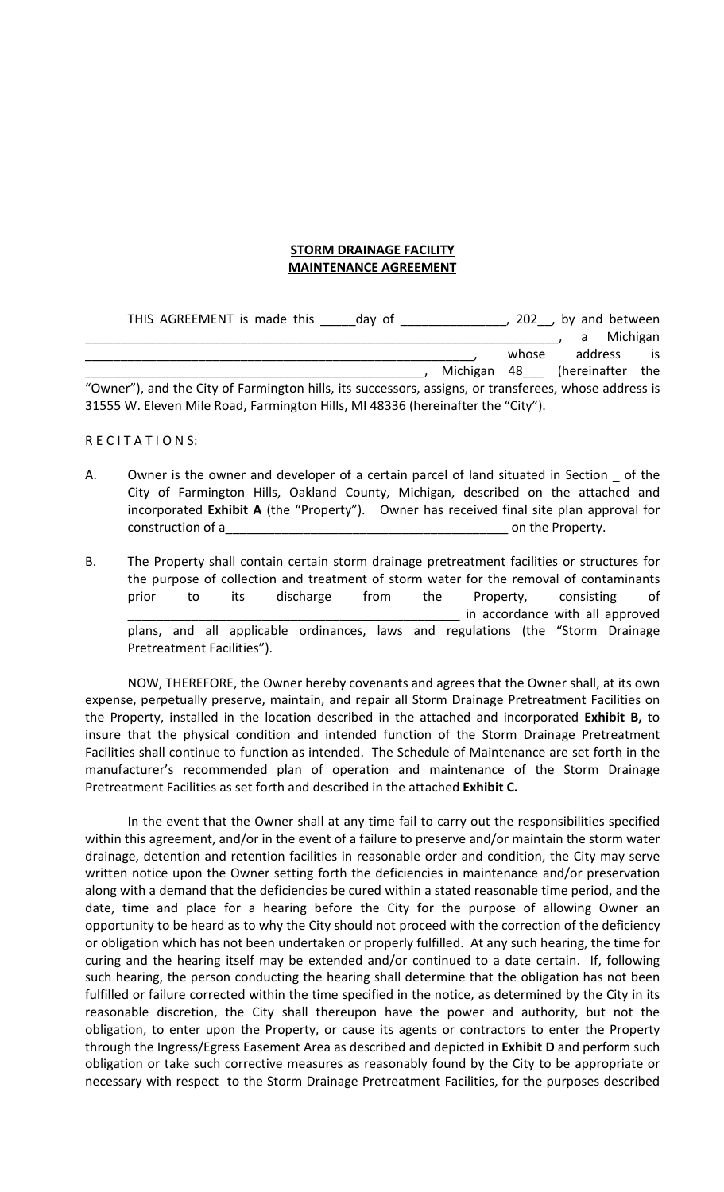**STORM DRAINAGE FACILITY**
**MAINTENANCE AGREEMENT**

THIS AGREEMENT is made this _____day of _______________, 202__, by and between _________________________________________________________________, a Michigan _________________________________________________________, whose address is _________________________________________________, Michigan 48___ (hereinafter the "Owner"), and the City of Farmington hills, its successors, assigns, or transferees, whose address is 31555 W. Eleven Mile Road, Farmington Hills, MI 48336 (hereinafter the "City").

R E C I T A T I O N S:

A. Owner is the owner and developer of a certain parcel of land situated in Section _ of the City of Farmington Hills, Oakland County, Michigan, described on the attached and incorporated **Exhibit A** (the "Property"). Owner has received final site plan approval for construction of a________________________________________ on the Property.

B. The Property shall contain certain storm drainage pretreatment facilities or structures for the purpose of collection and treatment of storm water for the removal of contaminants prior to its discharge from the Property, consisting of _______________________________________________ in accordance with all approved plans, and all applicable ordinances, laws and regulations (the "Storm Drainage Pretreatment Facilities").

NOW, THEREFORE, the Owner hereby covenants and agrees that the Owner shall, at its own expense, perpetually preserve, maintain, and repair all Storm Drainage Pretreatment Facilities on the Property, installed in the location described in the attached and incorporated **Exhibit B,** to insure that the physical condition and intended function of the Storm Drainage Pretreatment Facilities shall continue to function as intended. The Schedule of Maintenance are set forth in the manufacturer's recommended plan of operation and maintenance of the Storm Drainage Pretreatment Facilities as set forth and described in the attached **Exhibit C.**

In the event that the Owner shall at any time fail to carry out the responsibilities specified within this agreement, and/or in the event of a failure to preserve and/or maintain the storm water drainage, detention and retention facilities in reasonable order and condition, the City may serve written notice upon the Owner setting forth the deficiencies in maintenance and/or preservation along with a demand that the deficiencies be cured within a stated reasonable time period, and the date, time and place for a hearing before the City for the purpose of allowing Owner an opportunity to be heard as to why the City should not proceed with the correction of the deficiency or obligation which has not been undertaken or properly fulfilled. At any such hearing, the time for curing and the hearing itself may be extended and/or continued to a date certain. If, following such hearing, the person conducting the hearing shall determine that the obligation has not been fulfilled or failure corrected within the time specified in the notice, as determined by the City in its reasonable discretion, the City shall thereupon have the power and authority, but not the obligation, to enter upon the Property, or cause its agents or contractors to enter the Property through the Ingress/Egress Easement Area as described and depicted in **Exhibit D** and perform such obligation or take such corrective measures as reasonably found by the City to be appropriate or necessary with respect to the Storm Drainage Pretreatment Facilities, for the purposes described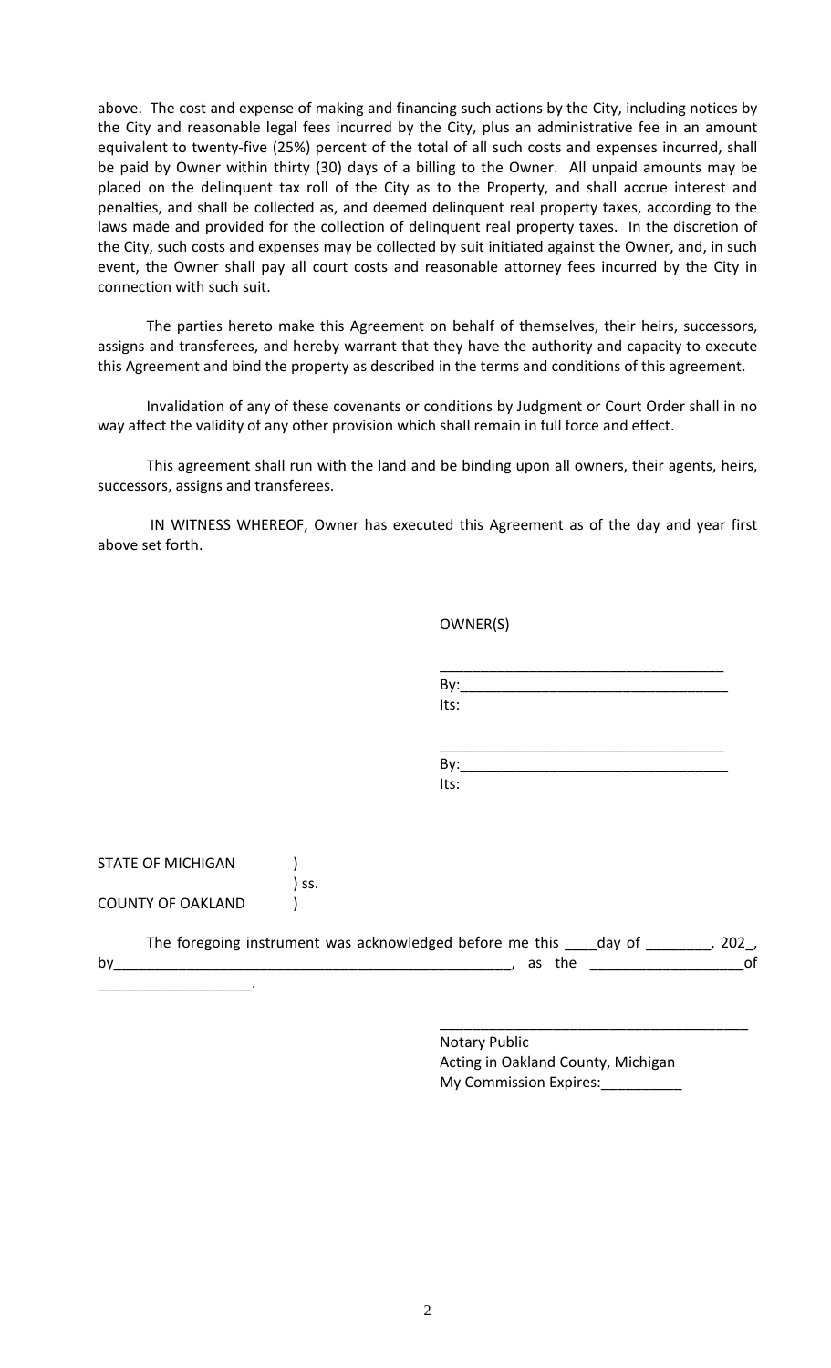above. The cost and expense of making and financing such actions by the City, including notices by the City and reasonable legal fees incurred by the City, plus an administrative fee in an amount equivalent to twenty-five (25%) percent of the total of all such costs and expenses incurred, shall be paid by Owner within thirty (30) days of a billing to the Owner. All unpaid amounts may be placed on the delinquent tax roll of the City as to the Property, and shall accrue interest and penalties, and shall be collected as, and deemed delinquent real property taxes, according to the laws made and provided for the collection of delinquent real property taxes. In the discretion of the City, such costs and expenses may be collected by suit initiated against the Owner, and, in such event, the Owner shall pay all court costs and reasonable attorney fees incurred by the City in connection with such suit.

The parties hereto make this Agreement on behalf of themselves, their heirs, successors, assigns and transferees, and hereby warrant that they have the authority and capacity to execute this Agreement and bind the property as described in the terms and conditions of this agreement.

Invalidation of any of these covenants or conditions by Judgment or Court Order shall in no way affect the validity of any other provision which shall remain in full force and effect.

This agreement shall run with the land and be binding upon all owners, their agents, heirs, successors, assigns and transferees.

IN WITNESS WHEREOF, Owner has executed this Agreement as of the day and year first above set forth.

OWNER(S)

___________________________________
By:________________________________
Its:

___________________________________
By:________________________________
Its:

STATE OF MICHIGAN )
) ss.
COUNTY OF OAKLAND )

The foregoing instrument was acknowledged before me this ____day of ________, 202_, by_________________________________________________, as the __________________of ___________________.

______________________________________
Notary Public
Acting in Oakland County, Michigan
My Commission Expires:__________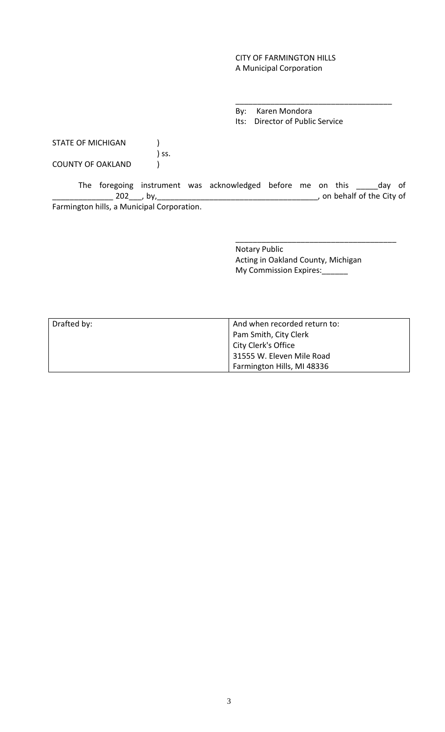CITY OF FARMINGTON HILLS
A Municipal Corporation

_____________________________________
By: Karen Mondora
Its: Director of Public Service

STATE OF MICHIGAN )
) ss.
COUNTY OF OAKLAND )

The foregoing instrument was acknowledged before me on this _____day of ______________ 202___, by,____________________________________, on behalf of the City of Farmington hills, a Municipal Corporation.

______________________________________
Notary Public
Acting in Oakland County, Michigan
My Commission Expires:______

| Drafted by: | And when recorded return to:<br>Pam Smith, City Clerk<br>City Clerk's Office<br>31555 W. Eleven Mile Road<br>Farmington Hills, MI 48336 |
|---|---|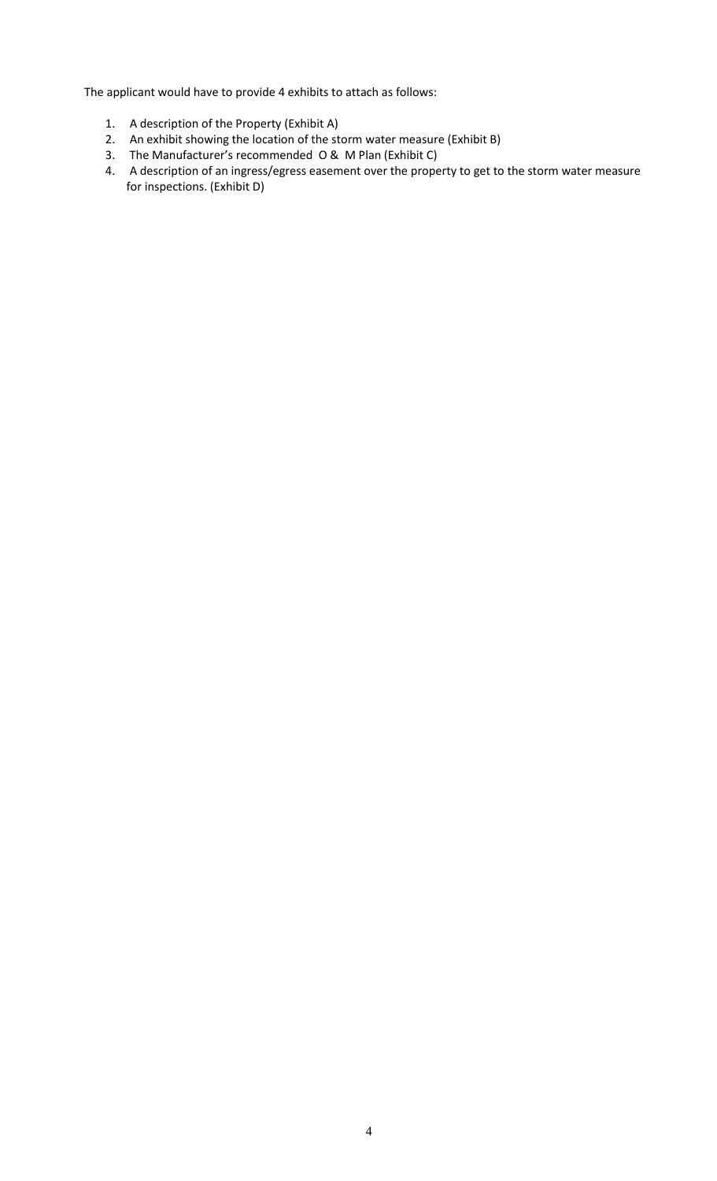The applicant would have to provide 4 exhibits to attach as follows:

1. A description of the Property (Exhibit A)
2. An exhibit showing the location of the storm water measure (Exhibit B)
3. The Manufacturer's recommended O & M Plan (Exhibit C)
4. A description of an ingress/egress easement over the property to get to the storm water measure for inspections. (Exhibit D)